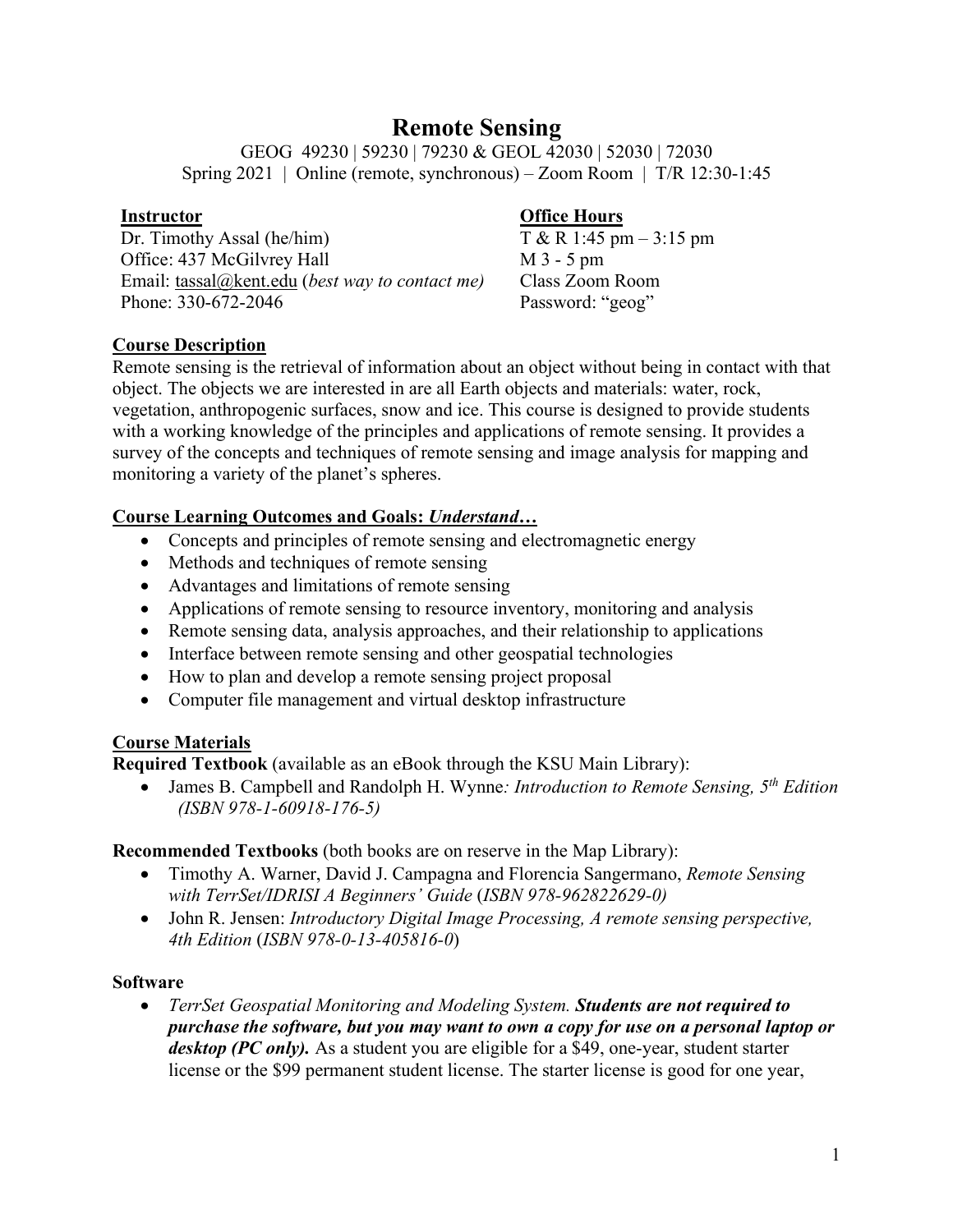# Remote Sensing

GEOG 49230 | 59230 | 79230 & GEOL 42030 | 52030 | 72030
Spring 2021 | Online (remote, synchronous) – Zoom Room | T/R 12:30-1:45

**Instructor**
Dr. Timothy Assal (he/him)
Office: 437 McGilvrey Hall
Email: tassal@kent.edu (*best way to contact me)*
Phone: 330-672-2046

**Office Hours**
T & R 1:45 pm – 3:15 pm
M 3 - 5 pm
Class Zoom Room
Password: "geog"

## Course Description

Remote sensing is the retrieval of information about an object without being in contact with that object. The objects we are interested in are all Earth objects and materials: water, rock, vegetation, anthropogenic surfaces, snow and ice. This course is designed to provide students with a working knowledge of the principles and applications of remote sensing. It provides a survey of the concepts and techniques of remote sensing and image analysis for mapping and monitoring a variety of the planet's spheres.

## Course Learning Outcomes and Goals: *Understand…*

- Concepts and principles of remote sensing and electromagnetic energy
- Methods and techniques of remote sensing
- Advantages and limitations of remote sensing
- Applications of remote sensing to resource inventory, monitoring and analysis
- Remote sensing data, analysis approaches, and their relationship to applications
- Interface between remote sensing and other geospatial technologies
- How to plan and develop a remote sensing project proposal
- Computer file management and virtual desktop infrastructure

## Course Materials

**Required Textbook** (available as an eBook through the KSU Main Library):

- James B. Campbell and Randolph H. Wynne*: Introduction to Remote Sensing, 5th Edition (ISBN 978-1-60918-176-5)*

**Recommended Textbooks** (both books are on reserve in the Map Library):

- Timothy A. Warner, David J. Campagna and Florencia Sangermano, *Remote Sensing with TerrSet/IDRISI A Beginners' Guide* (*ISBN 978-962822629-0)*
- John R. Jensen: *Introductory Digital Image Processing, A remote sensing perspective, 4th Edition* (*ISBN 978-0-13-405816-0*)

**Software**

- *TerrSet Geospatial Monitoring and Modeling System.* ***Students are not required to purchase the software, but you may want to own a copy for use on a personal laptop or desktop (PC only).*** As a student you are eligible for a $49, one-year, student starter license or the $99 permanent student license. The starter license is good for one year,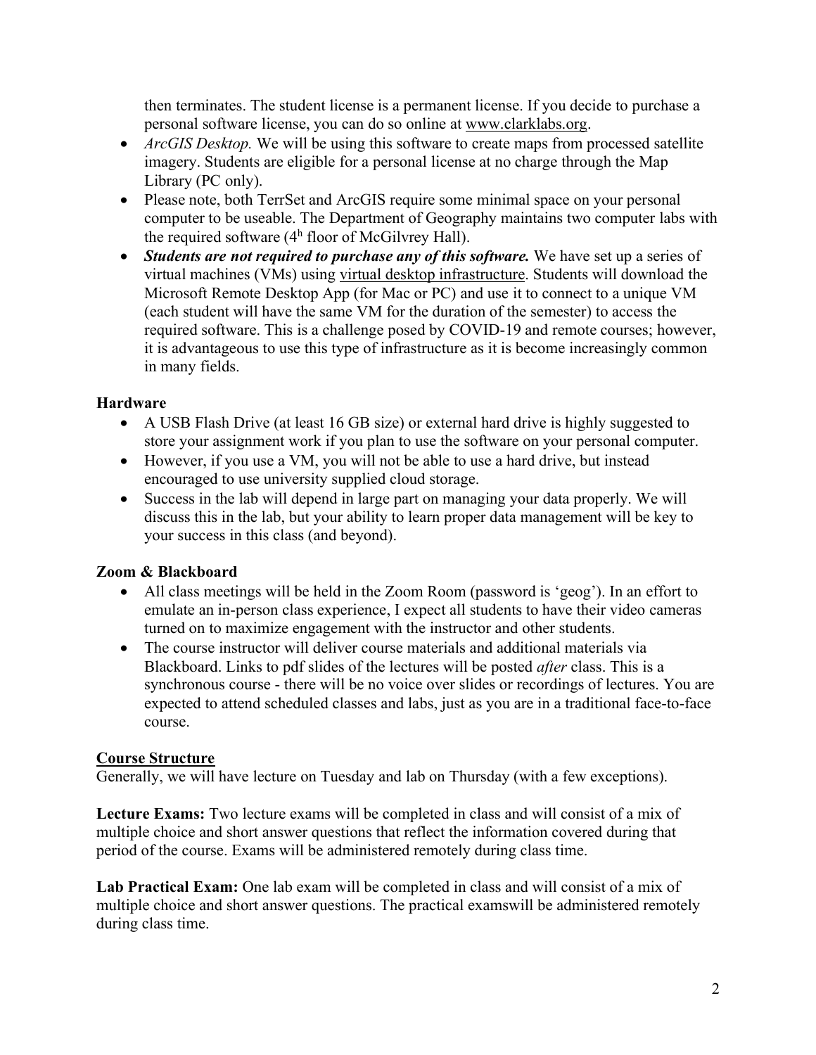then terminates. The student license is a permanent license. If you decide to purchase a personal software license, you can do so online at www.clarklabs.org.

- *ArcGIS Desktop.* We will be using this software to create maps from processed satellite imagery. Students are eligible for a personal license at no charge through the Map Library (PC only).
- Please note, both TerrSet and ArcGIS require some minimal space on your personal computer to be useable. The Department of Geography maintains two computer labs with the required software (4h floor of McGilvrey Hall).
- ***Students are not required to purchase any of this software.*** We have set up a series of virtual machines (VMs) using virtual desktop infrastructure. Students will download the Microsoft Remote Desktop App (for Mac or PC) and use it to connect to a unique VM (each student will have the same VM for the duration of the semester) to access the required software. This is a challenge posed by COVID-19 and remote courses; however, it is advantageous to use this type of infrastructure as it is become increasingly common in many fields.

**Hardware**

- A USB Flash Drive (at least 16 GB size) or external hard drive is highly suggested to store your assignment work if you plan to use the software on your personal computer.
- However, if you use a VM, you will not be able to use a hard drive, but instead encouraged to use university supplied cloud storage.
- Success in the lab will depend in large part on managing your data properly. We will discuss this in the lab, but your ability to learn proper data management will be key to your success in this class (and beyond).

**Zoom & Blackboard**

- All class meetings will be held in the Zoom Room (password is 'geog'). In an effort to emulate an in-person class experience, I expect all students to have their video cameras turned on to maximize engagement with the instructor and other students.
- The course instructor will deliver course materials and additional materials via Blackboard. Links to pdf slides of the lectures will be posted *after* class. This is a synchronous course - there will be no voice over slides or recordings of lectures. You are expected to attend scheduled classes and labs, just as you are in a traditional face-to-face course.

## Course Structure

Generally, we will have lecture on Tuesday and lab on Thursday (with a few exceptions).

**Lecture Exams:** Two lecture exams will be completed in class and will consist of a mix of multiple choice and short answer questions that reflect the information covered during that period of the course. Exams will be administered remotely during class time.

**Lab Practical Exam:** One lab exam will be completed in class and will consist of a mix of multiple choice and short answer questions. The practical examswill be administered remotely during class time.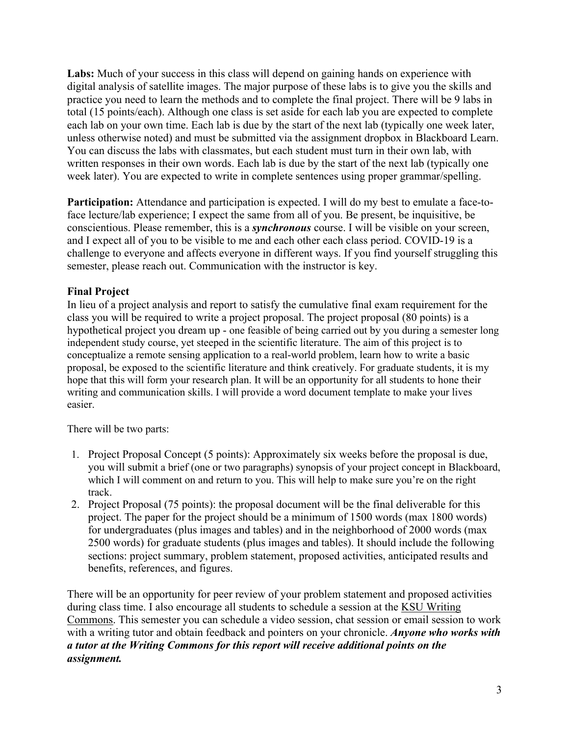**Labs:** Much of your success in this class will depend on gaining hands on experience with digital analysis of satellite images. The major purpose of these labs is to give you the skills and practice you need to learn the methods and to complete the final project. There will be 9 labs in total (15 points/each). Although one class is set aside for each lab you are expected to complete each lab on your own time. Each lab is due by the start of the next lab (typically one week later, unless otherwise noted) and must be submitted via the assignment dropbox in Blackboard Learn. You can discuss the labs with classmates, but each student must turn in their own lab, with written responses in their own words. Each lab is due by the start of the next lab (typically one week later). You are expected to write in complete sentences using proper grammar/spelling.

**Participation:** Attendance and participation is expected. I will do my best to emulate a face-to-face lecture/lab experience; I expect the same from all of you. Be present, be inquisitive, be conscientious. Please remember, this is a ***synchronous*** course. I will be visible on your screen, and I expect all of you to be visible to me and each other each class period. COVID-19 is a challenge to everyone and affects everyone in different ways. If you find yourself struggling this semester, please reach out. Communication with the instructor is key.

**Final Project**

In lieu of a project analysis and report to satisfy the cumulative final exam requirement for the class you will be required to write a project proposal. The project proposal (80 points) is a hypothetical project you dream up - one feasible of being carried out by you during a semester long independent study course, yet steeped in the scientific literature. The aim of this project is to conceptualize a remote sensing application to a real-world problem, learn how to write a basic proposal, be exposed to the scientific literature and think creatively. For graduate students, it is my hope that this will form your research plan. It will be an opportunity for all students to hone their writing and communication skills. I will provide a word document template to make your lives easier.

There will be two parts:

1. Project Proposal Concept (5 points): Approximately six weeks before the proposal is due, you will submit a brief (one or two paragraphs) synopsis of your project concept in Blackboard, which I will comment on and return to you. This will help to make sure you're on the right track.
2. Project Proposal (75 points): the proposal document will be the final deliverable for this project. The paper for the project should be a minimum of 1500 words (max 1800 words) for undergraduates (plus images and tables) and in the neighborhood of 2000 words (max 2500 words) for graduate students (plus images and tables). It should include the following sections: project summary, problem statement, proposed activities, anticipated results and benefits, references, and figures.

There will be an opportunity for peer review of your problem statement and proposed activities during class time. I also encourage all students to schedule a session at the KSU Writing Commons. This semester you can schedule a video session, chat session or email session to work with a writing tutor and obtain feedback and pointers on your chronicle. ***Anyone who works with a tutor at the Writing Commons for this report will receive additional points on the assignment.***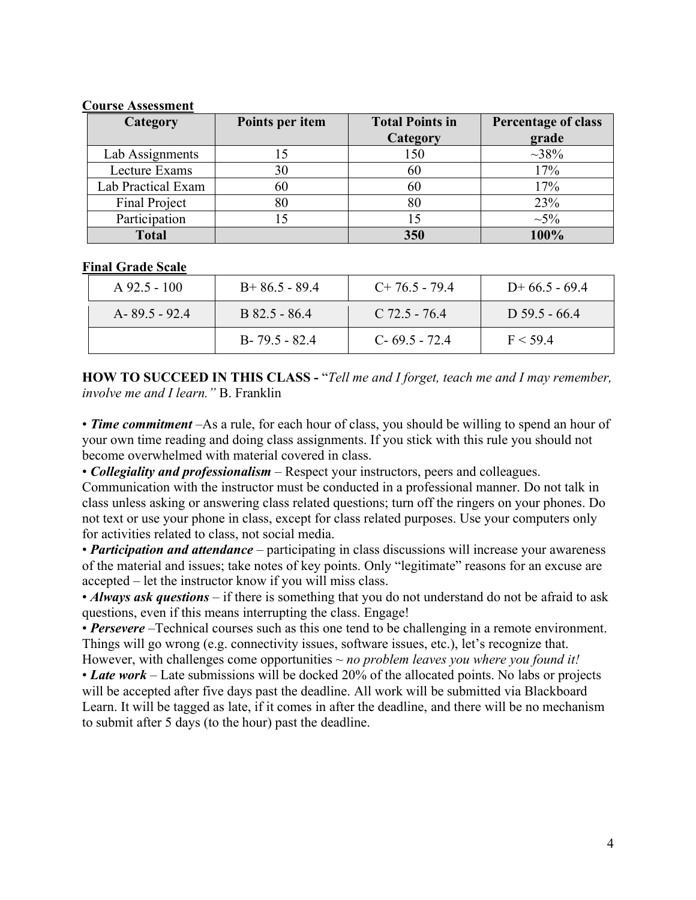**Course Assessment**

| Category | Points per item | Total Points in Category | Percentage of class grade |
|---|---|---|---|
| Lab Assignments | 15 | 150 | ~38% |
| Lecture Exams | 30 | 60 | 17% |
| Lab Practical Exam | 60 | 60 | 17% |
| Final Project | 80 | 80 | 23% |
| Participation | 15 | 15 | ~5% |
| **Total** | | **350** | **100%** |

**Final Grade Scale**

| | | | |
|---|---|---|---|
| A 92.5 - 100 | B+ 86.5 - 89.4 | C+ 76.5 - 79.4 | D+ 66.5 - 69.4 |
| A- 89.5 - 92.4 | B 82.5 - 86.4 | C 72.5 - 76.4 | D 59.5 - 66.4 |
| | B- 79.5 - 82.4 | C- 69.5 - 72.4 | F < 59.4 |

**HOW TO SUCCEED IN THIS CLASS -** "*Tell me and I forget, teach me and I may remember, involve me and I learn."* B. Franklin

• ***Time commitment*** –As a rule, for each hour of class, you should be willing to spend an hour of your own time reading and doing class assignments. If you stick with this rule you should not become overwhelmed with material covered in class.
• ***Collegiality and professionalism*** – Respect your instructors, peers and colleagues. Communication with the instructor must be conducted in a professional manner. Do not talk in class unless asking or answering class related questions; turn off the ringers on your phones. Do not text or use your phone in class, except for class related purposes. Use your computers only for activities related to class, not social media.
• ***Participation and attendance*** – participating in class discussions will increase your awareness of the material and issues; take notes of key points. Only "legitimate" reasons for an excuse are accepted – let the instructor know if you will miss class.
• ***Always ask questions*** – if there is something that you do not understand do not be afraid to ask questions, even if this means interrupting the class. Engage!
• ***Persevere*** –Technical courses such as this one tend to be challenging in a remote environment. Things will go wrong (e.g. connectivity issues, software issues, etc.), let's recognize that. However, with challenges come opportunities ~ *no problem leaves you where you found it!*
• ***Late work*** – Late submissions will be docked 20% of the allocated points. No labs or projects will be accepted after five days past the deadline. All work will be submitted via Blackboard Learn. It will be tagged as late, if it comes in after the deadline, and there will be no mechanism to submit after 5 days (to the hour) past the deadline.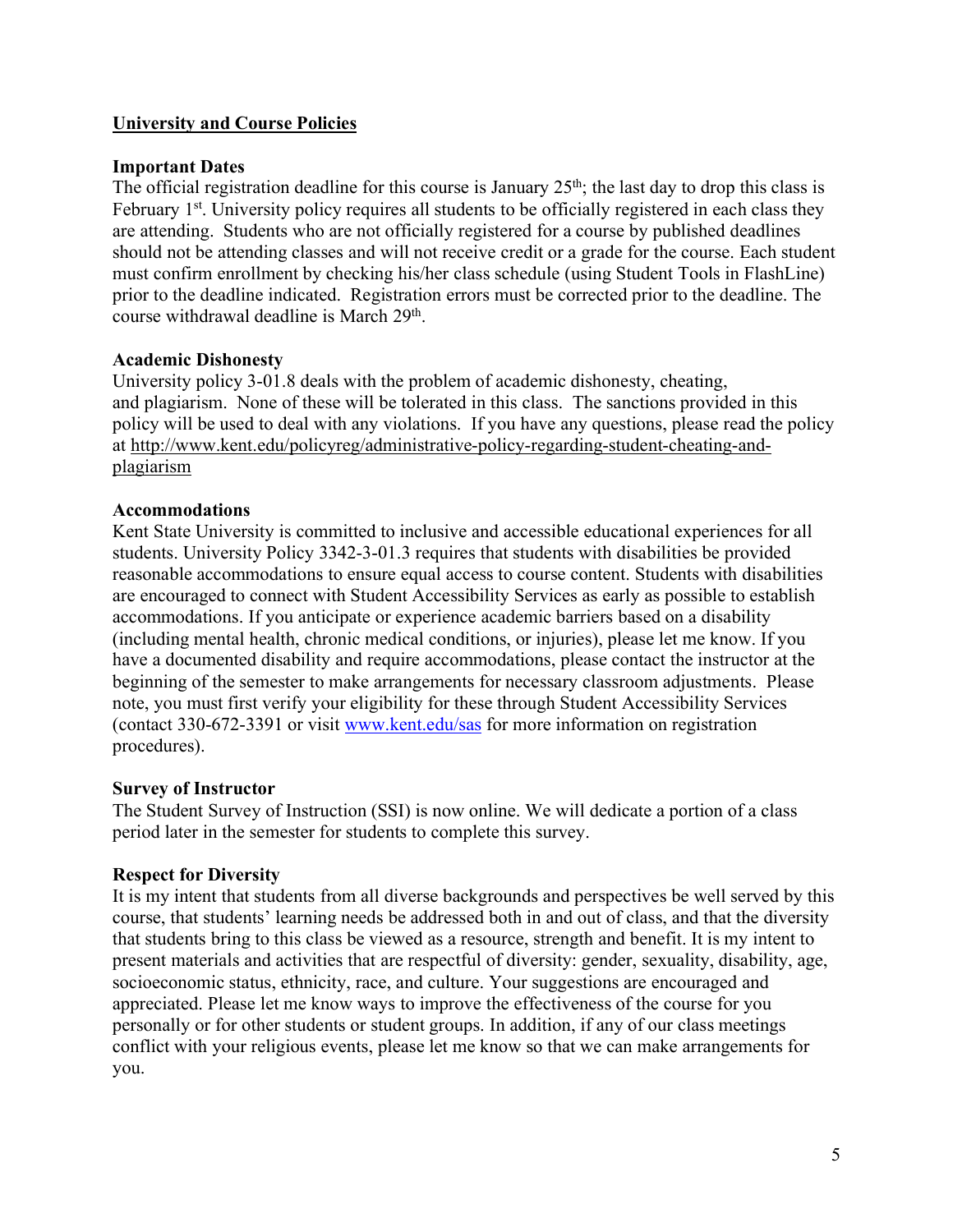## University and Course Policies

### Important Dates

The official registration deadline for this course is January 25th; the last day to drop this class is February 1st. University policy requires all students to be officially registered in each class they are attending. Students who are not officially registered for a course by published deadlines should not be attending classes and will not receive credit or a grade for the course. Each student must confirm enrollment by checking his/her class schedule (using Student Tools in FlashLine) prior to the deadline indicated. Registration errors must be corrected prior to the deadline. The course withdrawal deadline is March 29th.

### Academic Dishonesty

University policy 3-01.8 deals with the problem of academic dishonesty, cheating, and plagiarism. None of these will be tolerated in this class. The sanctions provided in this policy will be used to deal with any violations. If you have any questions, please read the policy at http://www.kent.edu/policyreg/administrative-policy-regarding-student-cheating-and-plagiarism

### Accommodations

Kent State University is committed to inclusive and accessible educational experiences for all students. University Policy 3342-3-01.3 requires that students with disabilities be provided reasonable accommodations to ensure equal access to course content. Students with disabilities are encouraged to connect with Student Accessibility Services as early as possible to establish accommodations. If you anticipate or experience academic barriers based on a disability (including mental health, chronic medical conditions, or injuries), please let me know. If you have a documented disability and require accommodations, please contact the instructor at the beginning of the semester to make arrangements for necessary classroom adjustments. Please note, you must first verify your eligibility for these through Student Accessibility Services (contact 330-672-3391 or visit www.kent.edu/sas for more information on registration procedures).

### Survey of Instructor

The Student Survey of Instruction (SSI) is now online. We will dedicate a portion of a class period later in the semester for students to complete this survey.

### Respect for Diversity

It is my intent that students from all diverse backgrounds and perspectives be well served by this course, that students' learning needs be addressed both in and out of class, and that the diversity that students bring to this class be viewed as a resource, strength and benefit. It is my intent to present materials and activities that are respectful of diversity: gender, sexuality, disability, age, socioeconomic status, ethnicity, race, and culture. Your suggestions are encouraged and appreciated. Please let me know ways to improve the effectiveness of the course for you personally or for other students or student groups. In addition, if any of our class meetings conflict with your religious events, please let me know so that we can make arrangements for you.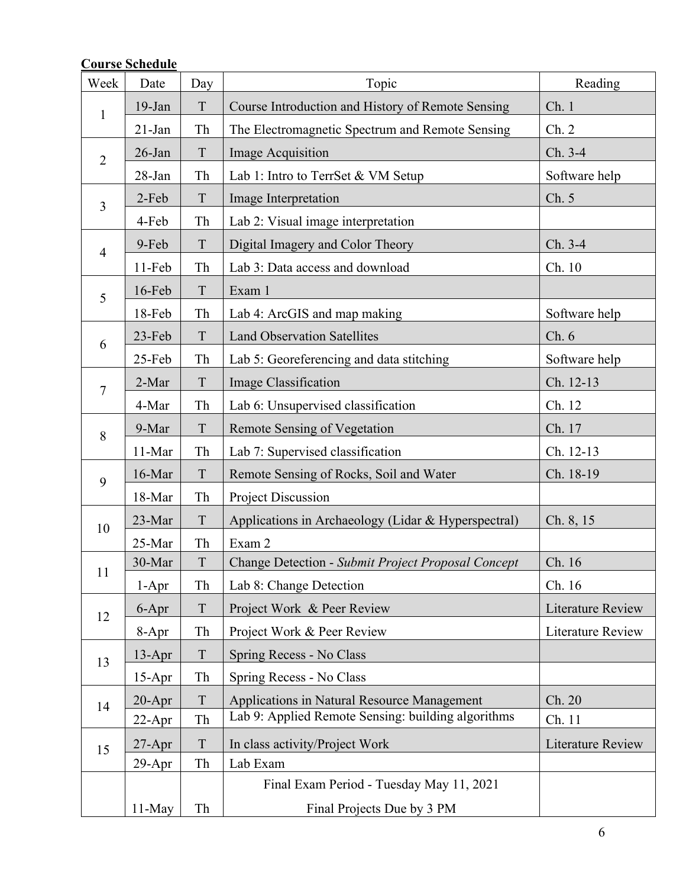**Course Schedule**

| Week | Date | Day | Topic | Reading |
|---|---|---|---|---|
| 1 | 19-Jan | T | Course Introduction and History of Remote Sensing | Ch. 1 |
| | 21-Jan | Th | The Electromagnetic Spectrum and Remote Sensing | Ch. 2 |
| 2 | 26-Jan | T | Image Acquisition | Ch. 3-4 |
| | 28-Jan | Th | Lab 1: Intro to TerrSet & VM Setup | Software help |
| 3 | 2-Feb | T | Image Interpretation | Ch. 5 |
| | 4-Feb | Th | Lab 2: Visual image interpretation | |
| 4 | 9-Feb | T | Digital Imagery and Color Theory | Ch. 3-4 |
| | 11-Feb | Th | Lab 3: Data access and download | Ch. 10 |
| 5 | 16-Feb | T | Exam 1 | |
| | 18-Feb | Th | Lab 4: ArcGIS and map making | Software help |
| 6 | 23-Feb | T | Land Observation Satellites | Ch. 6 |
| | 25-Feb | Th | Lab 5: Georeferencing and data stitching | Software help |
| 7 | 2-Mar | T | Image Classification | Ch. 12-13 |
| | 4-Mar | Th | Lab 6: Unsupervised classification | Ch. 12 |
| 8 | 9-Mar | T | Remote Sensing of Vegetation | Ch. 17 |
| | 11-Mar | Th | Lab 7: Supervised classification | Ch. 12-13 |
| 9 | 16-Mar | T | Remote Sensing of Rocks, Soil and Water | Ch. 18-19 |
| | 18-Mar | Th | Project Discussion | |
| 10 | 23-Mar | T | Applications in Archaeology (Lidar & Hyperspectral) | Ch. 8, 15 |
| | 25-Mar | Th | Exam 2 | |
| 11 | 30-Mar | T | Change Detection - *Submit Project Proposal Concept* | Ch. 16 |
| | 1-Apr | Th | Lab 8: Change Detection | Ch. 16 |
| 12 | 6-Apr | T | Project Work & Peer Review | Literature Review |
| | 8-Apr | Th | Project Work & Peer Review | Literature Review |
| 13 | 13-Apr | T | Spring Recess - No Class | |
| | 15-Apr | Th | Spring Recess - No Class | |
| 14 | 20-Apr | T | Applications in Natural Resource Management | Ch. 20 |
| | 22-Apr | Th | Lab 9: Applied Remote Sensing: building algorithms | Ch. 11 |
| 15 | 27-Apr | T | In class activity/Project Work | Literature Review |
| | 29-Apr | Th | Lab Exam | |
| | 11-May | Th | Final Exam Period - Tuesday May 11, 2021<br>Final Projects Due by 3 PM | |